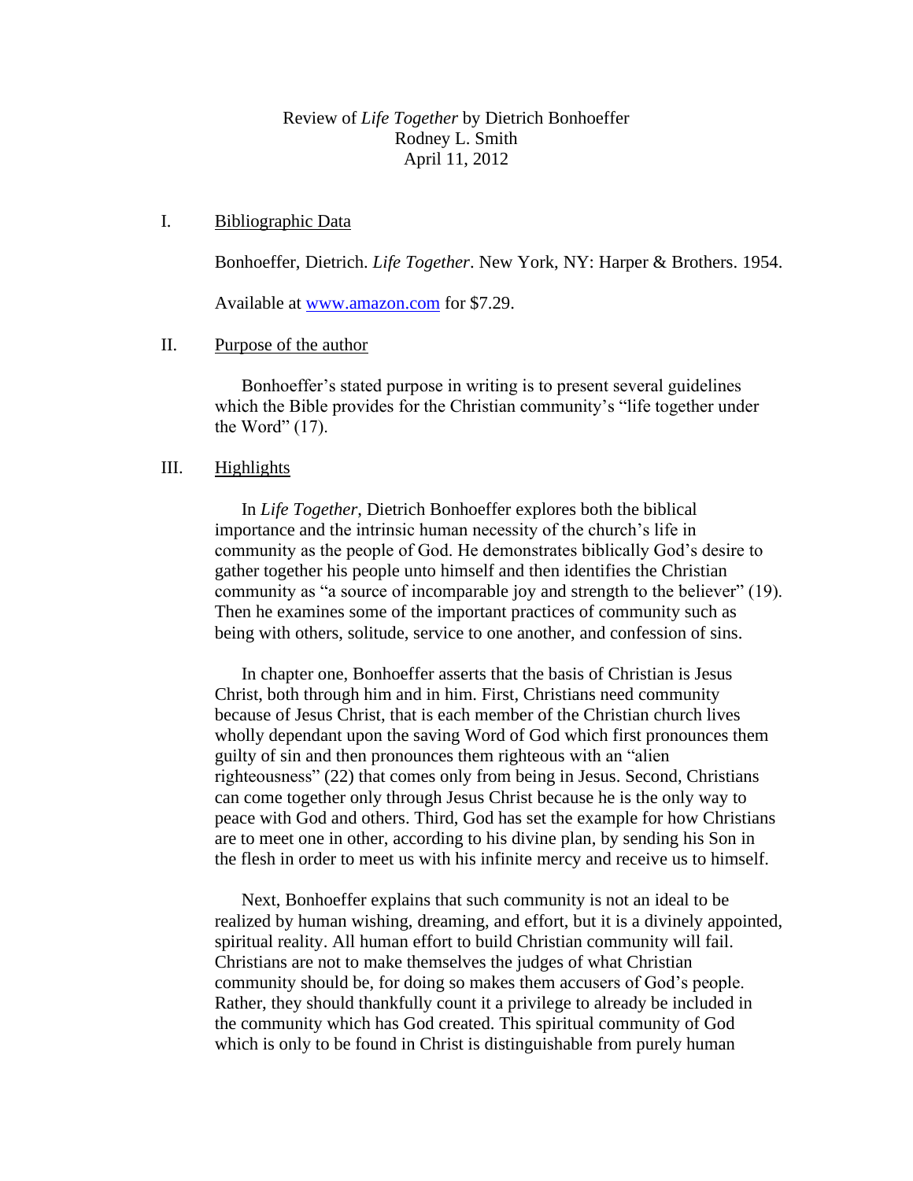Review of *Life Together* by Dietrich Bonhoeffer
Rodney L. Smith
April 11, 2012

## I. Bibliographic Data

Bonhoeffer, Dietrich. *Life Together*. New York, NY: Harper & Brothers. 1954.

Available at [www.amazon.com](http://www.amazon.com) for $7.29.

## II. Purpose of the author

Bonhoeffer's stated purpose in writing is to present several guidelines which the Bible provides for the Christian community's "life together under the Word" (17).

## III. Highlights

In *Life Together*, Dietrich Bonhoeffer explores both the biblical importance and the intrinsic human necessity of the church's life in community as the people of God. He demonstrates biblically God's desire to gather together his people unto himself and then identifies the Christian community as "a source of incomparable joy and strength to the believer" (19). Then he examines some of the important practices of community such as being with others, solitude, service to one another, and confession of sins.

In chapter one, Bonhoeffer asserts that the basis of Christian is Jesus Christ, both through him and in him. First, Christians need community because of Jesus Christ, that is each member of the Christian church lives wholly dependant upon the saving Word of God which first pronounces them guilty of sin and then pronounces them righteous with an "alien righteousness" (22) that comes only from being in Jesus. Second, Christians can come together only through Jesus Christ because he is the only way to peace with God and others. Third, God has set the example for how Christians are to meet one in other, according to his divine plan, by sending his Son in the flesh in order to meet us with his infinite mercy and receive us to himself.

Next, Bonhoeffer explains that such community is not an ideal to be realized by human wishing, dreaming, and effort, but it is a divinely appointed, spiritual reality. All human effort to build Christian community will fail. Christians are not to make themselves the judges of what Christian community should be, for doing so makes them accusers of God's people. Rather, they should thankfully count it a privilege to already be included in the community which has God created. This spiritual community of God which is only to be found in Christ is distinguishable from purely human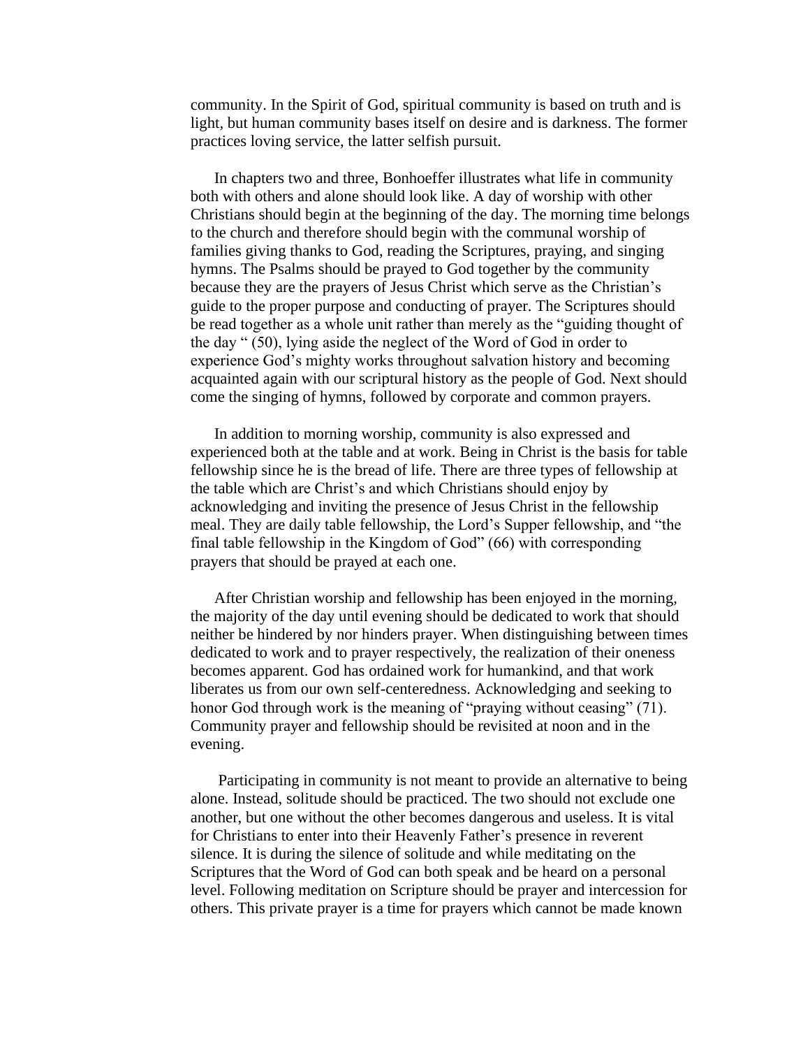community. In the Spirit of God, spiritual community is based on truth and is light, but human community bases itself on desire and is darkness. The former practices loving service, the latter selfish pursuit.

In chapters two and three, Bonhoeffer illustrates what life in community both with others and alone should look like. A day of worship with other Christians should begin at the beginning of the day. The morning time belongs to the church and therefore should begin with the communal worship of families giving thanks to God, reading the Scriptures, praying, and singing hymns. The Psalms should be prayed to God together by the community because they are the prayers of Jesus Christ which serve as the Christian's guide to the proper purpose and conducting of prayer. The Scriptures should be read together as a whole unit rather than merely as the "guiding thought of the day " (50), lying aside the neglect of the Word of God in order to experience God's mighty works throughout salvation history and becoming acquainted again with our scriptural history as the people of God. Next should come the singing of hymns, followed by corporate and common prayers.

In addition to morning worship, community is also expressed and experienced both at the table and at work. Being in Christ is the basis for table fellowship since he is the bread of life. There are three types of fellowship at the table which are Christ's and which Christians should enjoy by acknowledging and inviting the presence of Jesus Christ in the fellowship meal. They are daily table fellowship, the Lord's Supper fellowship, and "the final table fellowship in the Kingdom of God" (66) with corresponding prayers that should be prayed at each one.

After Christian worship and fellowship has been enjoyed in the morning, the majority of the day until evening should be dedicated to work that should neither be hindered by nor hinders prayer. When distinguishing between times dedicated to work and to prayer respectively, the realization of their oneness becomes apparent. God has ordained work for humankind, and that work liberates us from our own self-centeredness. Acknowledging and seeking to honor God through work is the meaning of "praying without ceasing" (71). Community prayer and fellowship should be revisited at noon and in the evening.

Participating in community is not meant to provide an alternative to being alone. Instead, solitude should be practiced. The two should not exclude one another, but one without the other becomes dangerous and useless. It is vital for Christians to enter into their Heavenly Father's presence in reverent silence. It is during the silence of solitude and while meditating on the Scriptures that the Word of God can both speak and be heard on a personal level. Following meditation on Scripture should be prayer and intercession for others. This private prayer is a time for prayers which cannot be made known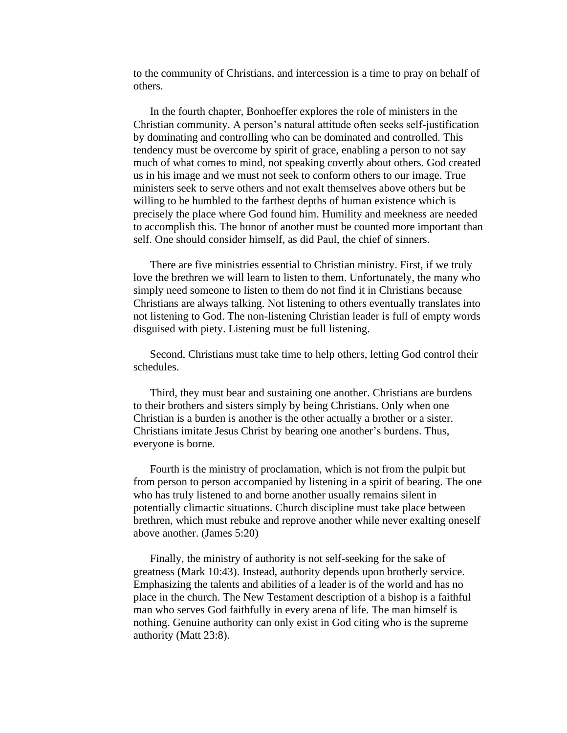to the community of Christians, and intercession is a time to pray on behalf of others.

In the fourth chapter, Bonhoeffer explores the role of ministers in the Christian community. A person's natural attitude often seeks self-justification by dominating and controlling who can be dominated and controlled. This tendency must be overcome by spirit of grace, enabling a person to not say much of what comes to mind, not speaking covertly about others. God created us in his image and we must not seek to conform others to our image. True ministers seek to serve others and not exalt themselves above others but be willing to be humbled to the farthest depths of human existence which is precisely the place where God found him. Humility and meekness are needed to accomplish this. The honor of another must be counted more important than self. One should consider himself, as did Paul, the chief of sinners.

There are five ministries essential to Christian ministry. First, if we truly love the brethren we will learn to listen to them. Unfortunately, the many who simply need someone to listen to them do not find it in Christians because Christians are always talking. Not listening to others eventually translates into not listening to God. The non-listening Christian leader is full of empty words disguised with piety. Listening must be full listening.

Second, Christians must take time to help others, letting God control their schedules.

Third, they must bear and sustaining one another. Christians are burdens to their brothers and sisters simply by being Christians. Only when one Christian is a burden is another is the other actually a brother or a sister. Christians imitate Jesus Christ by bearing one another's burdens. Thus, everyone is borne.

Fourth is the ministry of proclamation, which is not from the pulpit but from person to person accompanied by listening in a spirit of bearing. The one who has truly listened to and borne another usually remains silent in potentially climactic situations. Church discipline must take place between brethren, which must rebuke and reprove another while never exalting oneself above another. (James 5:20)

Finally, the ministry of authority is not self-seeking for the sake of greatness (Mark 10:43). Instead, authority depends upon brotherly service. Emphasizing the talents and abilities of a leader is of the world and has no place in the church. The New Testament description of a bishop is a faithful man who serves God faithfully in every arena of life. The man himself is nothing. Genuine authority can only exist in God citing who is the supreme authority (Matt 23:8).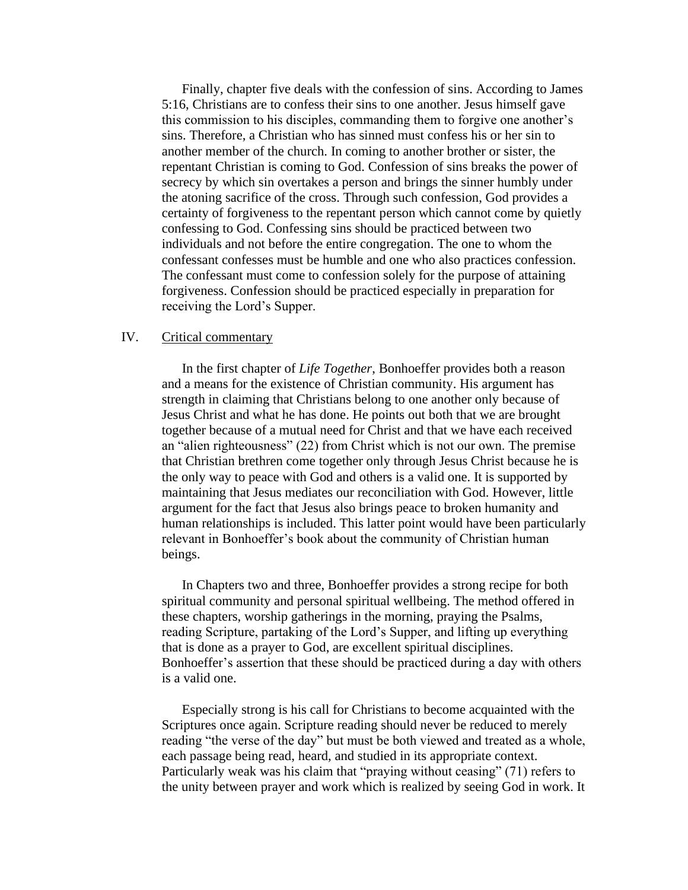Finally, chapter five deals with the confession of sins. According to James 5:16, Christians are to confess their sins to one another. Jesus himself gave this commission to his disciples, commanding them to forgive one another's sins. Therefore, a Christian who has sinned must confess his or her sin to another member of the church. In coming to another brother or sister, the repentant Christian is coming to God. Confession of sins breaks the power of secrecy by which sin overtakes a person and brings the sinner humbly under the atoning sacrifice of the cross. Through such confession, God provides a certainty of forgiveness to the repentant person which cannot come by quietly confessing to God. Confessing sins should be practiced between two individuals and not before the entire congregation. The one to whom the confessant confesses must be humble and one who also practices confession. The confessant must come to confession solely for the purpose of attaining forgiveness. Confession should be practiced especially in preparation for receiving the Lord's Supper.

## IV. Critical commentary

In the first chapter of *Life Together*, Bonhoeffer provides both a reason and a means for the existence of Christian community. His argument has strength in claiming that Christians belong to one another only because of Jesus Christ and what he has done. He points out both that we are brought together because of a mutual need for Christ and that we have each received an "alien righteousness" (22) from Christ which is not our own. The premise that Christian brethren come together only through Jesus Christ because he is the only way to peace with God and others is a valid one. It is supported by maintaining that Jesus mediates our reconciliation with God. However, little argument for the fact that Jesus also brings peace to broken humanity and human relationships is included. This latter point would have been particularly relevant in Bonhoeffer's book about the community of Christian human beings.

In Chapters two and three, Bonhoeffer provides a strong recipe for both spiritual community and personal spiritual wellbeing. The method offered in these chapters, worship gatherings in the morning, praying the Psalms, reading Scripture, partaking of the Lord's Supper, and lifting up everything that is done as a prayer to God, are excellent spiritual disciplines. Bonhoeffer's assertion that these should be practiced during a day with others is a valid one.

Especially strong is his call for Christians to become acquainted with the Scriptures once again. Scripture reading should never be reduced to merely reading "the verse of the day" but must be both viewed and treated as a whole, each passage being read, heard, and studied in its appropriate context. Particularly weak was his claim that "praying without ceasing" (71) refers to the unity between prayer and work which is realized by seeing God in work. It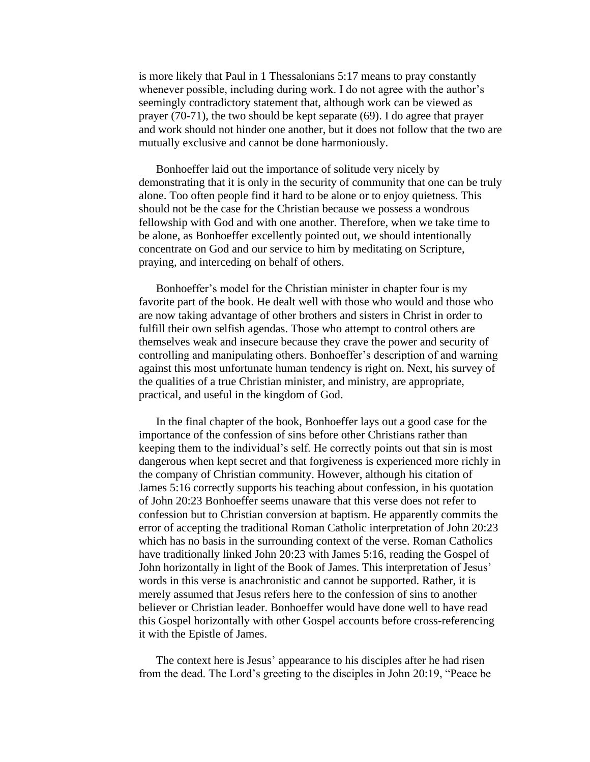is more likely that Paul in 1 Thessalonians 5:17 means to pray constantly whenever possible, including during work. I do not agree with the author's seemingly contradictory statement that, although work can be viewed as prayer (70-71), the two should be kept separate (69). I do agree that prayer and work should not hinder one another, but it does not follow that the two are mutually exclusive and cannot be done harmoniously.

Bonhoeffer laid out the importance of solitude very nicely by demonstrating that it is only in the security of community that one can be truly alone. Too often people find it hard to be alone or to enjoy quietness. This should not be the case for the Christian because we possess a wondrous fellowship with God and with one another. Therefore, when we take time to be alone, as Bonhoeffer excellently pointed out, we should intentionally concentrate on God and our service to him by meditating on Scripture, praying, and interceding on behalf of others.

Bonhoeffer's model for the Christian minister in chapter four is my favorite part of the book. He dealt well with those who would and those who are now taking advantage of other brothers and sisters in Christ in order to fulfill their own selfish agendas. Those who attempt to control others are themselves weak and insecure because they crave the power and security of controlling and manipulating others. Bonhoeffer's description of and warning against this most unfortunate human tendency is right on. Next, his survey of the qualities of a true Christian minister, and ministry, are appropriate, practical, and useful in the kingdom of God.

In the final chapter of the book, Bonhoeffer lays out a good case for the importance of the confession of sins before other Christians rather than keeping them to the individual's self. He correctly points out that sin is most dangerous when kept secret and that forgiveness is experienced more richly in the company of Christian community. However, although his citation of James 5:16 correctly supports his teaching about confession, in his quotation of John 20:23 Bonhoeffer seems unaware that this verse does not refer to confession but to Christian conversion at baptism. He apparently commits the error of accepting the traditional Roman Catholic interpretation of John 20:23 which has no basis in the surrounding context of the verse. Roman Catholics have traditionally linked John 20:23 with James 5:16, reading the Gospel of John horizontally in light of the Book of James. This interpretation of Jesus' words in this verse is anachronistic and cannot be supported. Rather, it is merely assumed that Jesus refers here to the confession of sins to another believer or Christian leader. Bonhoeffer would have done well to have read this Gospel horizontally with other Gospel accounts before cross-referencing it with the Epistle of James.

The context here is Jesus' appearance to his disciples after he had risen from the dead. The Lord's greeting to the disciples in John 20:19, "Peace be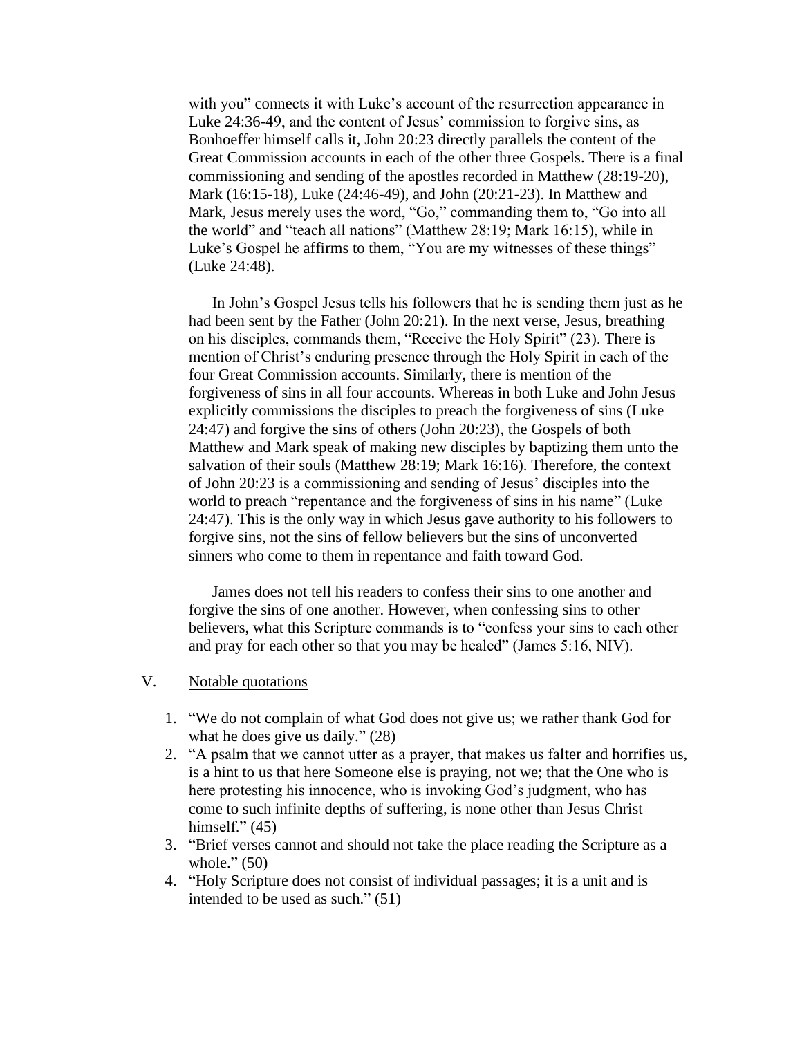with you" connects it with Luke's account of the resurrection appearance in Luke 24:36-49, and the content of Jesus' commission to forgive sins, as Bonhoeffer himself calls it, John 20:23 directly parallels the content of the Great Commission accounts in each of the other three Gospels. There is a final commissioning and sending of the apostles recorded in Matthew (28:19-20), Mark (16:15-18), Luke (24:46-49), and John (20:21-23). In Matthew and Mark, Jesus merely uses the word, "Go," commanding them to, "Go into all the world" and "teach all nations" (Matthew 28:19; Mark 16:15), while in Luke's Gospel he affirms to them, "You are my witnesses of these things" (Luke 24:48).

In John's Gospel Jesus tells his followers that he is sending them just as he had been sent by the Father (John 20:21). In the next verse, Jesus, breathing on his disciples, commands them, "Receive the Holy Spirit" (23). There is mention of Christ's enduring presence through the Holy Spirit in each of the four Great Commission accounts. Similarly, there is mention of the forgiveness of sins in all four accounts. Whereas in both Luke and John Jesus explicitly commissions the disciples to preach the forgiveness of sins (Luke 24:47) and forgive the sins of others (John 20:23), the Gospels of both Matthew and Mark speak of making new disciples by baptizing them unto the salvation of their souls (Matthew 28:19; Mark 16:16). Therefore, the context of John 20:23 is a commissioning and sending of Jesus' disciples into the world to preach "repentance and the forgiveness of sins in his name" (Luke 24:47). This is the only way in which Jesus gave authority to his followers to forgive sins, not the sins of fellow believers but the sins of unconverted sinners who come to them in repentance and faith toward God.

James does not tell his readers to confess their sins to one another and forgive the sins of one another. However, when confessing sins to other believers, what this Scripture commands is to "confess your sins to each other and pray for each other so that you may be healed" (James 5:16, NIV).

V. <u>Notable quotations</u>

1. "We do not complain of what God does not give us; we rather thank God for what he does give us daily." (28)
2. "A psalm that we cannot utter as a prayer, that makes us falter and horrifies us, is a hint to us that here Someone else is praying, not we; that the One who is here protesting his innocence, who is invoking God's judgment, who has come to such infinite depths of suffering, is none other than Jesus Christ himself." (45)
3. "Brief verses cannot and should not take the place reading the Scripture as a whole." (50)
4. "Holy Scripture does not consist of individual passages; it is a unit and is intended to be used as such." (51)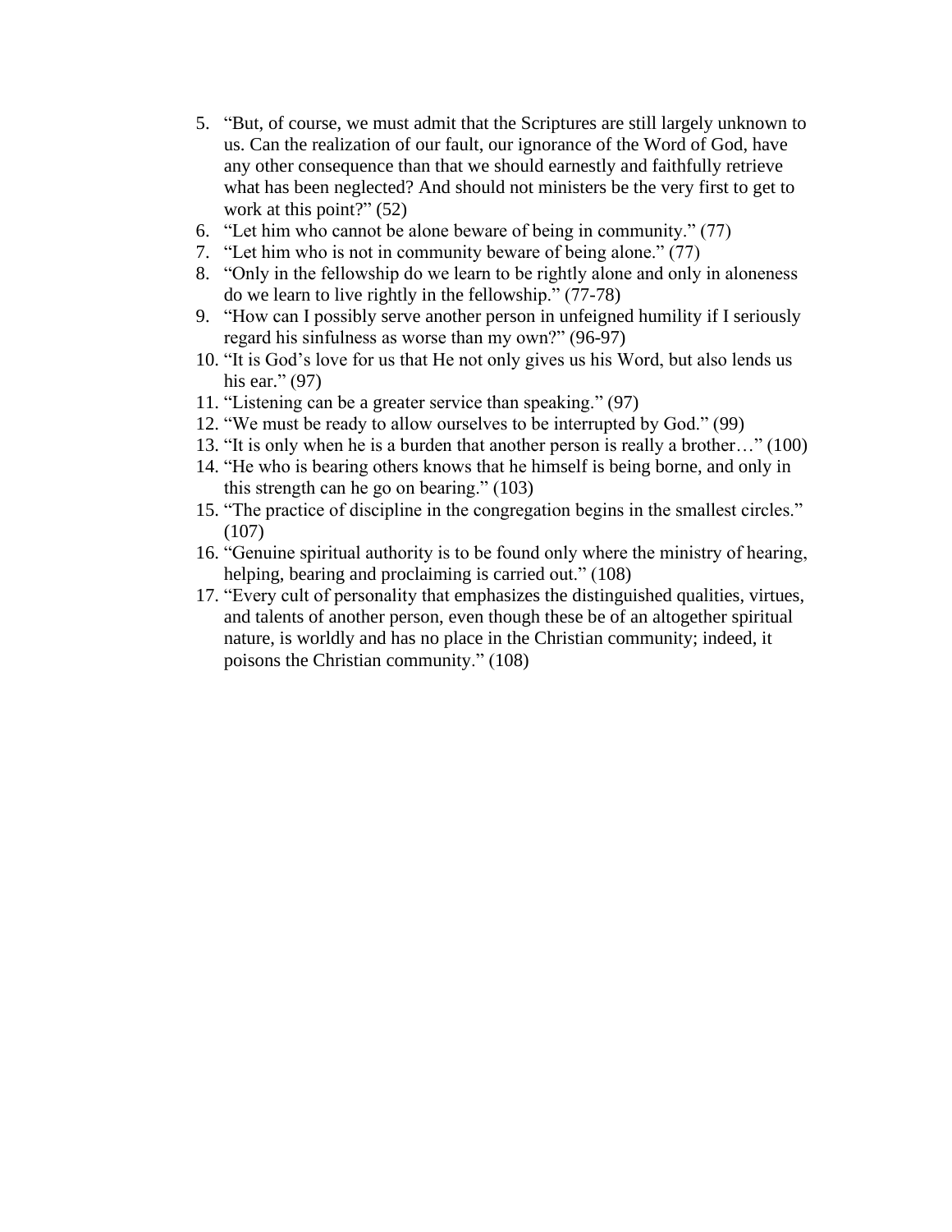5. "But, of course, we must admit that the Scriptures are still largely unknown to us. Can the realization of our fault, our ignorance of the Word of God, have any other consequence than that we should earnestly and faithfully retrieve what has been neglected? And should not ministers be the very first to get to work at this point?" (52)
6. "Let him who cannot be alone beware of being in community." (77)
7. "Let him who is not in community beware of being alone." (77)
8. "Only in the fellowship do we learn to be rightly alone and only in aloneness do we learn to live rightly in the fellowship." (77-78)
9. "How can I possibly serve another person in unfeigned humility if I seriously regard his sinfulness as worse than my own?" (96-97)
10. "It is God's love for us that He not only gives us his Word, but also lends us his ear." (97)
11. "Listening can be a greater service than speaking." (97)
12. "We must be ready to allow ourselves to be interrupted by God." (99)
13. "It is only when he is a burden that another person is really a brother…" (100)
14. "He who is bearing others knows that he himself is being borne, and only in this strength can he go on bearing." (103)
15. "The practice of discipline in the congregation begins in the smallest circles." (107)
16. "Genuine spiritual authority is to be found only where the ministry of hearing, helping, bearing and proclaiming is carried out." (108)
17. "Every cult of personality that emphasizes the distinguished qualities, virtues, and talents of another person, even though these be of an altogether spiritual nature, is worldly and has no place in the Christian community; indeed, it poisons the Christian community." (108)